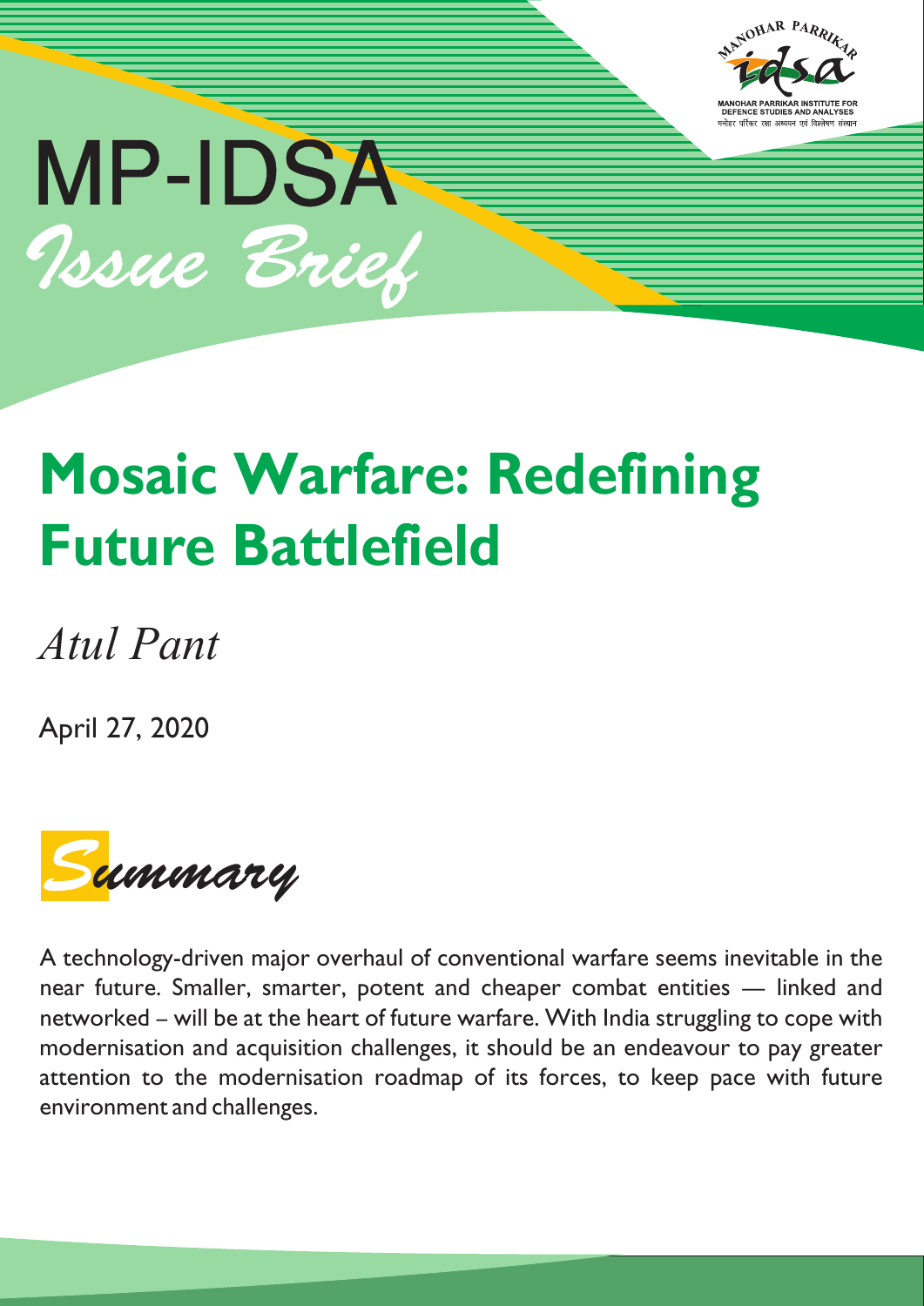MP-IDSA

*Issue Brief*

# Mosaic Warfare: Redefining Future Battlefield

*Atul Pant*

April 27, 2020

## *Summary*

A technology-driven major overhaul of conventional warfare seems inevitable in the near future. Smaller, smarter, potent and cheaper combat entities — linked and networked – will be at the heart of future warfare. With India struggling to cope with modernisation and acquisition challenges, it should be an endeavour to pay greater attention to the modernisation roadmap of its forces, to keep pace with future environment and challenges.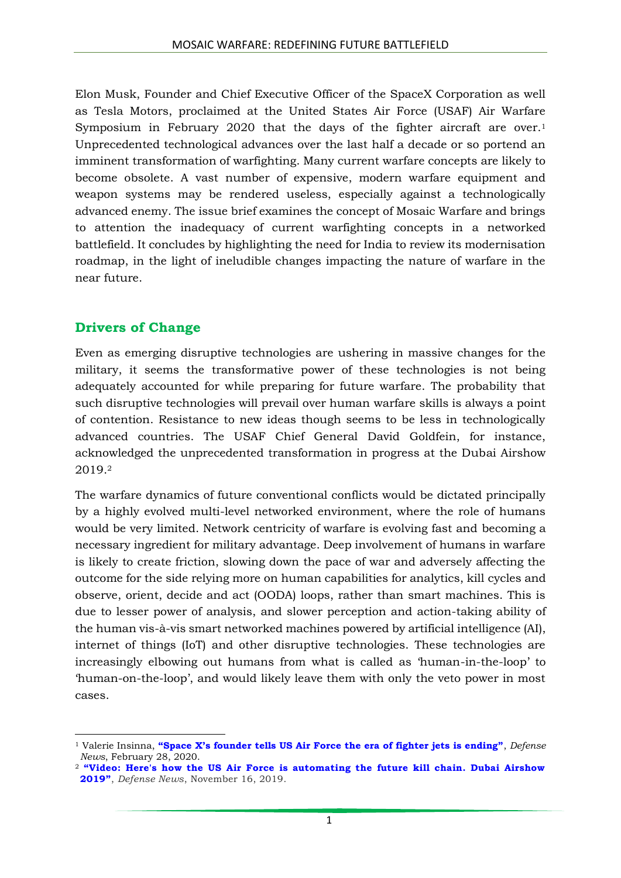Elon Musk, Founder and Chief Executive Officer of the SpaceX Corporation as well as Tesla Motors, proclaimed at the United States Air Force (USAF) Air Warfare Symposium in February 2020 that the days of the fighter aircraft are over.[1] Unprecedented technological advances over the last half a decade or so portend an imminent transformation of warfighting. Many current warfare concepts are likely to become obsolete. A vast number of expensive, modern warfare equipment and weapon systems may be rendered useless, especially against a technologically advanced enemy. The issue brief examines the concept of Mosaic Warfare and brings to attention the inadequacy of current warfighting concepts in a networked battlefield. It concludes by highlighting the need for India to review its modernisation roadmap, in the light of ineludible changes impacting the nature of warfare in the near future.

## Drivers of Change

Even as emerging disruptive technologies are ushering in massive changes for the military, it seems the transformative power of these technologies is not being adequately accounted for while preparing for future warfare. The probability that such disruptive technologies will prevail over human warfare skills is always a point of contention. Resistance to new ideas though seems to be less in technologically advanced countries. The USAF Chief General David Goldfein, for instance, acknowledged the unprecedented transformation in progress at the Dubai Airshow 2019.[2]

The warfare dynamics of future conventional conflicts would be dictated principally by a highly evolved multi-level networked environment, where the role of humans would be very limited. Network centricity of warfare is evolving fast and becoming a necessary ingredient for military advantage. Deep involvement of humans in warfare is likely to create friction, slowing down the pace of war and adversely affecting the outcome for the side relying more on human capabilities for analytics, kill cycles and observe, orient, decide and act (OODA) loops, rather than smart machines. This is due to lesser power of analysis, and slower perception and action-taking ability of the human vis-à-vis smart networked machines powered by artificial intelligence (AI), internet of things (IoT) and other disruptive technologies. These technologies are increasingly elbowing out humans from what is called as 'human-in-the-loop' to 'human-on-the-loop', and would likely leave them with only the veto power in most cases.

---

[1] Valerie Insinna, **"Space X's founder tells US Air Force the era of fighter jets is ending"**, *Defense News*, February 28, 2020.

[2] **"Video: Here's how the US Air Force is automating the future kill chain. Dubai Airshow 2019"**, *Defense News*, November 16, 2019.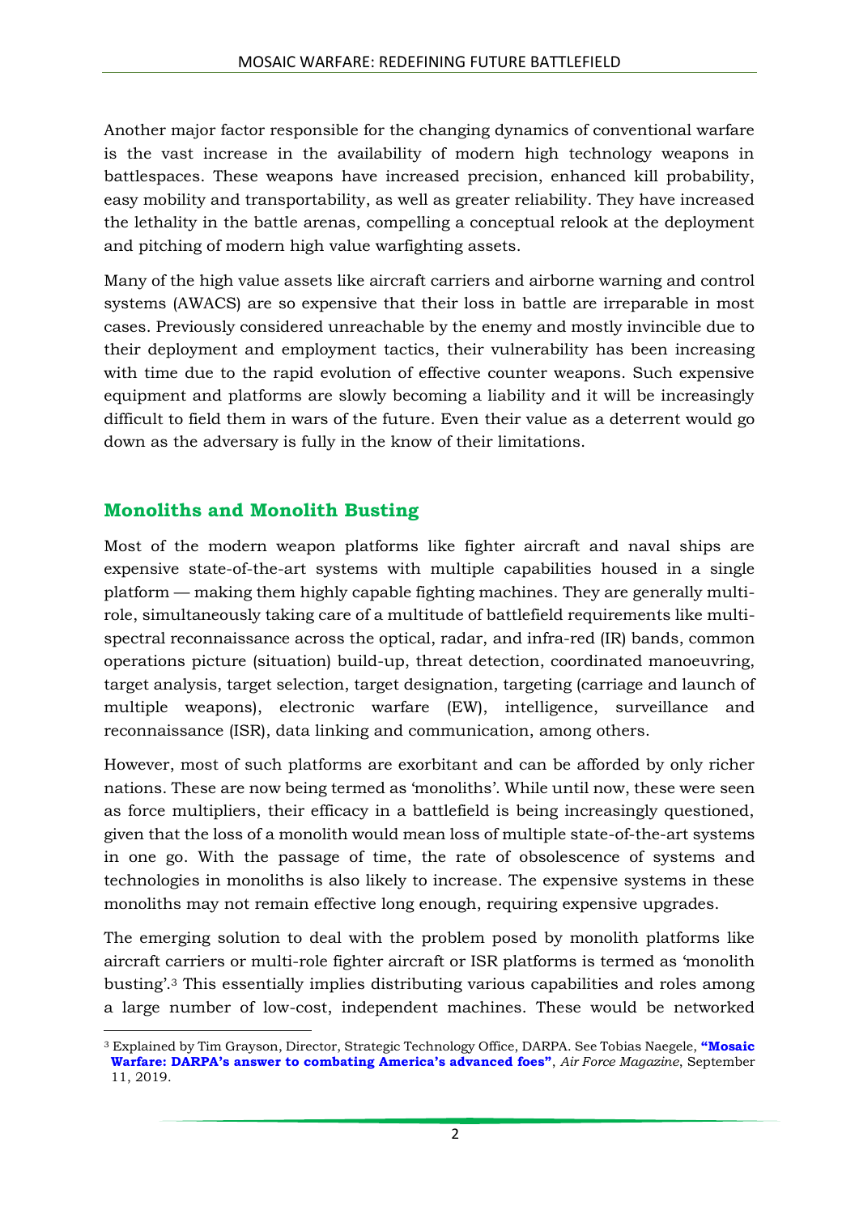Another major factor responsible for the changing dynamics of conventional warfare is the vast increase in the availability of modern high technology weapons in battlespaces. These weapons have increased precision, enhanced kill probability, easy mobility and transportability, as well as greater reliability. They have increased the lethality in the battle arenas, compelling a conceptual relook at the deployment and pitching of modern high value warfighting assets.

Many of the high value assets like aircraft carriers and airborne warning and control systems (AWACS) are so expensive that their loss in battle are irreparable in most cases. Previously considered unreachable by the enemy and mostly invincible due to their deployment and employment tactics, their vulnerability has been increasing with time due to the rapid evolution of effective counter weapons. Such expensive equipment and platforms are slowly becoming a liability and it will be increasingly difficult to field them in wars of the future. Even their value as a deterrent would go down as the adversary is fully in the know of their limitations.

## Monoliths and Monolith Busting

Most of the modern weapon platforms like fighter aircraft and naval ships are expensive state-of-the-art systems with multiple capabilities housed in a single platform — making them highly capable fighting machines. They are generally multi-role, simultaneously taking care of a multitude of battlefield requirements like multi-spectral reconnaissance across the optical, radar, and infra-red (IR) bands, common operations picture (situation) build-up, threat detection, coordinated manoeuvring, target analysis, target selection, target designation, targeting (carriage and launch of multiple weapons), electronic warfare (EW), intelligence, surveillance and reconnaissance (ISR), data linking and communication, among others.

However, most of such platforms are exorbitant and can be afforded by only richer nations. These are now being termed as 'monoliths'. While until now, these were seen as force multipliers, their efficacy in a battlefield is being increasingly questioned, given that the loss of a monolith would mean loss of multiple state-of-the-art systems in one go. With the passage of time, the rate of obsolescence of systems and technologies in monoliths is also likely to increase. The expensive systems in these monoliths may not remain effective long enough, requiring expensive upgrades.

The emerging solution to deal with the problem posed by monolith platforms like aircraft carriers or multi-role fighter aircraft or ISR platforms is termed as 'monolith busting'.[3] This essentially implies distributing various capabilities and roles among a large number of low-cost, independent machines. These would be networked

[3] Explained by Tim Grayson, Director, Strategic Technology Office, DARPA. See Tobias Naegele, **"Mosaic Warfare: DARPA's answer to combating America's advanced foes"**, *Air Force Magazine*, September 11, 2019.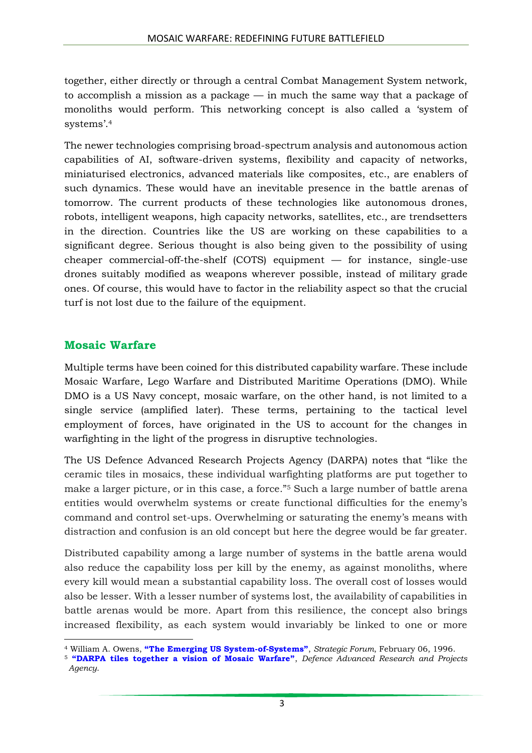together, either directly or through a central Combat Management System network, to accomplish a mission as a package — in much the same way that a package of monoliths would perform. This networking concept is also called a 'system of systems'.[4]

The newer technologies comprising broad-spectrum analysis and autonomous action capabilities of AI, software-driven systems, flexibility and capacity of networks, miniaturised electronics, advanced materials like composites, etc., are enablers of such dynamics. These would have an inevitable presence in the battle arenas of tomorrow. The current products of these technologies like autonomous drones, robots, intelligent weapons, high capacity networks, satellites, etc., are trendsetters in the direction. Countries like the US are working on these capabilities to a significant degree. Serious thought is also being given to the possibility of using cheaper commercial-off-the-shelf (COTS) equipment — for instance, single-use drones suitably modified as weapons wherever possible, instead of military grade ones. Of course, this would have to factor in the reliability aspect so that the crucial turf is not lost due to the failure of the equipment.

## Mosaic Warfare

Multiple terms have been coined for this distributed capability warfare. These include Mosaic Warfare, Lego Warfare and Distributed Maritime Operations (DMO). While DMO is a US Navy concept, mosaic warfare, on the other hand, is not limited to a single service (amplified later). These terms, pertaining to the tactical level employment of forces, have originated in the US to account for the changes in warfighting in the light of the progress in disruptive technologies.

The US Defence Advanced Research Projects Agency (DARPA) notes that "like the ceramic tiles in mosaics, these individual warfighting platforms are put together to make a larger picture, or in this case, a force."[5] Such a large number of battle arena entities would overwhelm systems or create functional difficulties for the enemy's command and control set-ups. Overwhelming or saturating the enemy's means with distraction and confusion is an old concept but here the degree would be far greater.

Distributed capability among a large number of systems in the battle arena would also reduce the capability loss per kill by the enemy, as against monoliths, where every kill would mean a substantial capability loss. The overall cost of losses would also be lesser. With a lesser number of systems lost, the availability of capabilities in battle arenas would be more. Apart from this resilience, the concept also brings increased flexibility, as each system would invariably be linked to one or more

---

[4] William A. Owens, **"The Emerging US System-of-Systems"**, *Strategic Forum*, February 06, 1996.

[5] **"DARPA tiles together a vision of Mosaic Warfare"**, *Defence Advanced Research and Projects Agency*.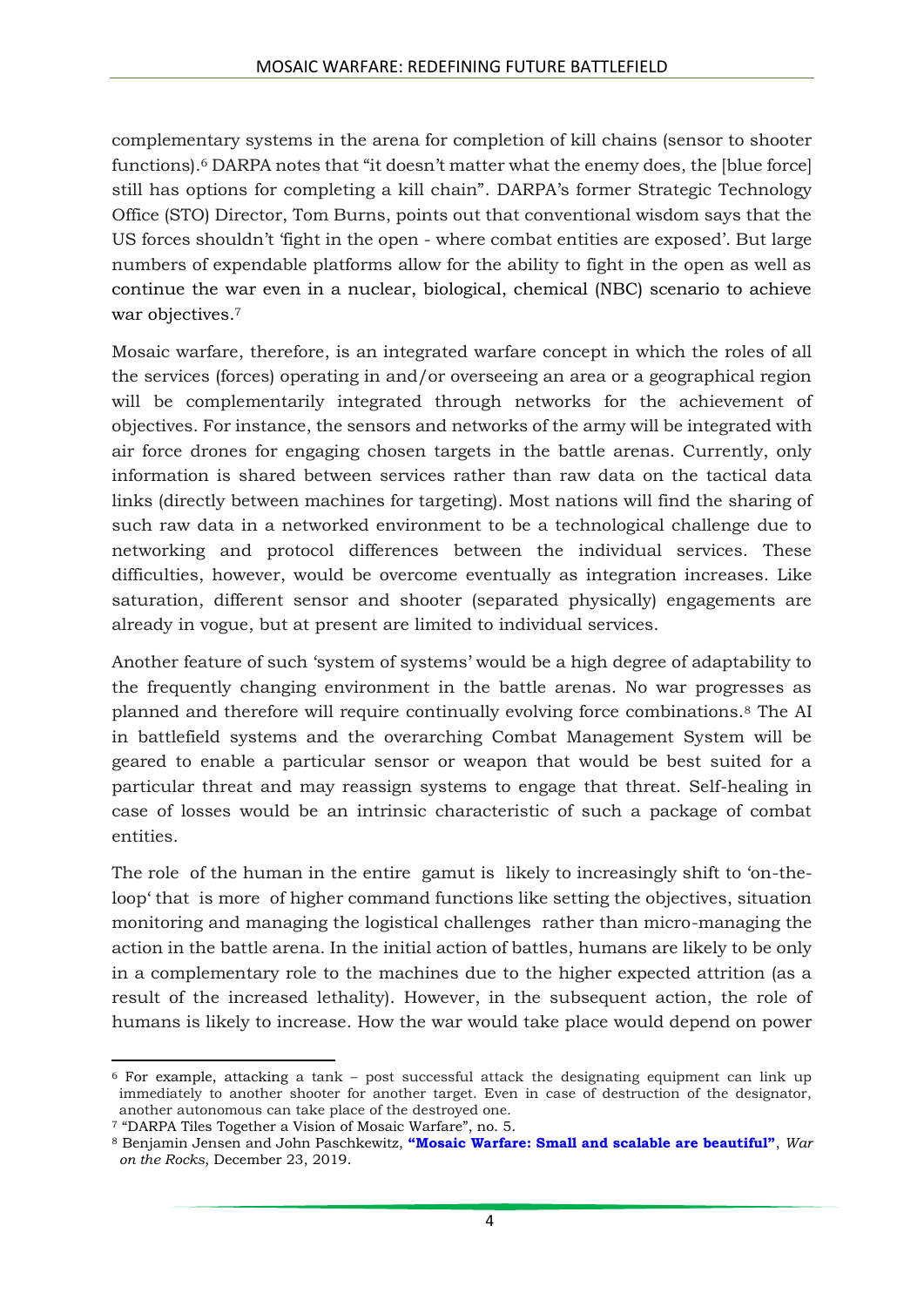complementary systems in the arena for completion of kill chains (sensor to shooter functions).[6] DARPA notes that "it doesn't matter what the enemy does, the [blue force] still has options for completing a kill chain". DARPA's former Strategic Technology Office (STO) Director, Tom Burns, points out that conventional wisdom says that the US forces shouldn't 'fight in the open - where combat entities are exposed'. But large numbers of expendable platforms allow for the ability to fight in the open as well as continue the war even in a nuclear, biological, chemical (NBC) scenario to achieve war objectives.[7]

Mosaic warfare, therefore, is an integrated warfare concept in which the roles of all the services (forces) operating in and/or overseeing an area or a geographical region will be complementarily integrated through networks for the achievement of objectives. For instance, the sensors and networks of the army will be integrated with air force drones for engaging chosen targets in the battle arenas. Currently, only information is shared between services rather than raw data on the tactical data links (directly between machines for targeting). Most nations will find the sharing of such raw data in a networked environment to be a technological challenge due to networking and protocol differences between the individual services. These difficulties, however, would be overcome eventually as integration increases. Like saturation, different sensor and shooter (separated physically) engagements are already in vogue, but at present are limited to individual services.

Another feature of such 'system of systems' would be a high degree of adaptability to the frequently changing environment in the battle arenas. No war progresses as planned and therefore will require continually evolving force combinations.[8] The AI in battlefield systems and the overarching Combat Management System will be geared to enable a particular sensor or weapon that would be best suited for a particular threat and may reassign systems to engage that threat. Self-healing in case of losses would be an intrinsic characteristic of such a package of combat entities.

The role of the human in the entire gamut is likely to increasingly shift to 'on-the-loop' that is more of higher command functions like setting the objectives, situation monitoring and managing the logistical challenges rather than micro-managing the action in the battle arena. In the initial action of battles, humans are likely to be only in a complementary role to the machines due to the higher expected attrition (as a result of the increased lethality). However, in the subsequent action, the role of humans is likely to increase. How the war would take place would depend on power

---

[6] For example, attacking a tank – post successful attack the designating equipment can link up immediately to another shooter for another target. Even in case of destruction of the designator, another autonomous can take place of the destroyed one.

[7] "DARPA Tiles Together a Vision of Mosaic Warfare", no. 5.

[8] Benjamin Jensen and John Paschkewitz, **"Mosaic Warfare: Small and scalable are beautiful"**, *War on the Rocks*, December 23, 2019.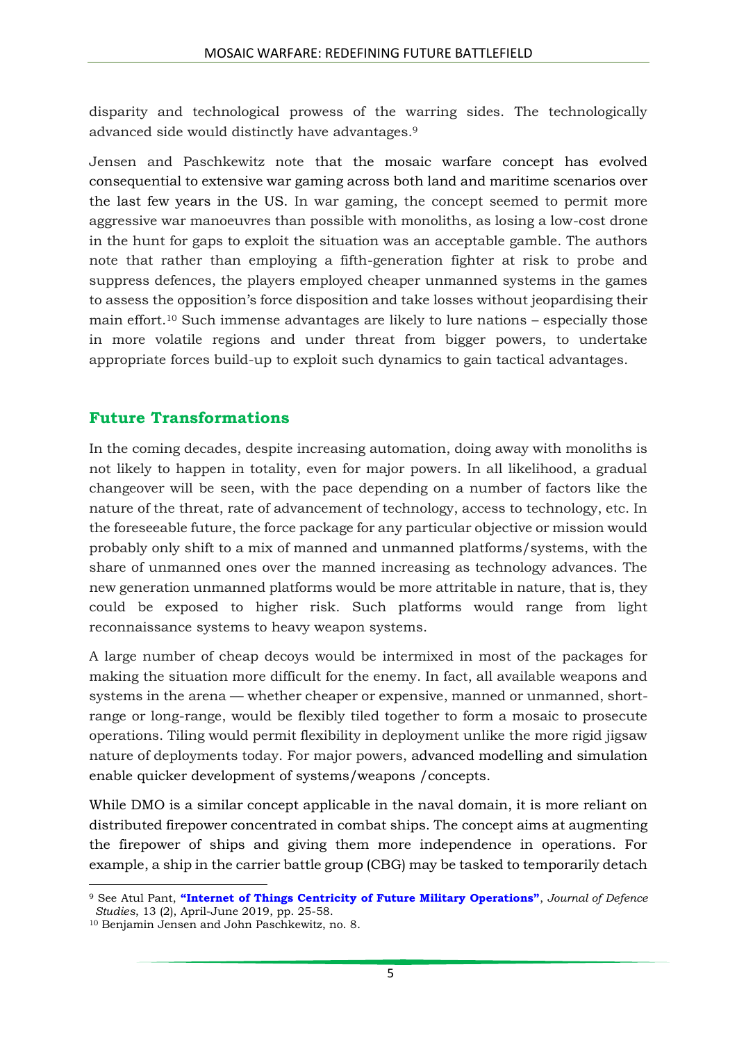disparity and technological prowess of the warring sides. The technologically advanced side would distinctly have advantages.[9]

Jensen and Paschkewitz note that the mosaic warfare concept has evolved consequential to extensive war gaming across both land and maritime scenarios over the last few years in the US. In war gaming, the concept seemed to permit more aggressive war manoeuvres than possible with monoliths, as losing a low-cost drone in the hunt for gaps to exploit the situation was an acceptable gamble. The authors note that rather than employing a fifth-generation fighter at risk to probe and suppress defences, the players employed cheaper unmanned systems in the games to assess the opposition's force disposition and take losses without jeopardising their main effort.[10] Such immense advantages are likely to lure nations – especially those in more volatile regions and under threat from bigger powers, to undertake appropriate forces build-up to exploit such dynamics to gain tactical advantages.

## Future Transformations

In the coming decades, despite increasing automation, doing away with monoliths is not likely to happen in totality, even for major powers. In all likelihood, a gradual changeover will be seen, with the pace depending on a number of factors like the nature of the threat, rate of advancement of technology, access to technology, etc. In the foreseeable future, the force package for any particular objective or mission would probably only shift to a mix of manned and unmanned platforms/systems, with the share of unmanned ones over the manned increasing as technology advances. The new generation unmanned platforms would be more attritable in nature, that is, they could be exposed to higher risk. Such platforms would range from light reconnaissance systems to heavy weapon systems.

A large number of cheap decoys would be intermixed in most of the packages for making the situation more difficult for the enemy. In fact, all available weapons and systems in the arena — whether cheaper or expensive, manned or unmanned, short-range or long-range, would be flexibly tiled together to form a mosaic to prosecute operations. Tiling would permit flexibility in deployment unlike the more rigid jigsaw nature of deployments today. For major powers, advanced modelling and simulation enable quicker development of systems/weapons /concepts.

While DMO is a similar concept applicable in the naval domain, it is more reliant on distributed firepower concentrated in combat ships. The concept aims at augmenting the firepower of ships and giving them more independence in operations. For example, a ship in the carrier battle group (CBG) may be tasked to temporarily detach

---

[9] See Atul Pant, **"Internet of Things Centricity of Future Military Operations"**, *Journal of Defence Studies*, 13 (2), April-June 2019, pp. 25-58.

[10] Benjamin Jensen and John Paschkewitz, no. 8.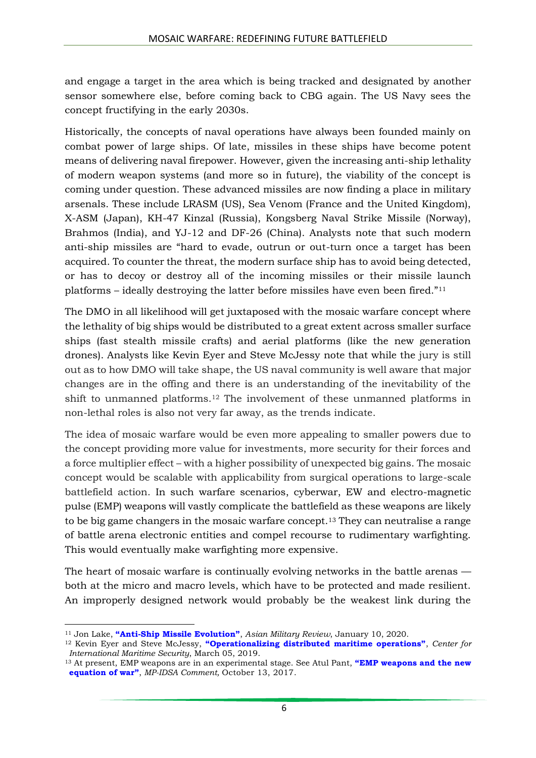and engage a target in the area which is being tracked and designated by another sensor somewhere else, before coming back to CBG again. The US Navy sees the concept fructifying in the early 2030s.

Historically, the concepts of naval operations have always been founded mainly on combat power of large ships. Of late, missiles in these ships have become potent means of delivering naval firepower. However, given the increasing anti-ship lethality of modern weapon systems (and more so in future), the viability of the concept is coming under question. These advanced missiles are now finding a place in military arsenals. These include LRASM (US), Sea Venom (France and the United Kingdom), X-ASM (Japan), KH-47 Kinzal (Russia), Kongsberg Naval Strike Missile (Norway), Brahmos (India), and YJ-12 and DF-26 (China). Analysts note that such modern anti-ship missiles are "hard to evade, outrun or out-turn once a target has been acquired. To counter the threat, the modern surface ship has to avoid being detected, or has to decoy or destroy all of the incoming missiles or their missile launch platforms – ideally destroying the latter before missiles have even been fired."[11]

The DMO in all likelihood will get juxtaposed with the mosaic warfare concept where the lethality of big ships would be distributed to a great extent across smaller surface ships (fast stealth missile crafts) and aerial platforms (like the new generation drones). Analysts like Kevin Eyer and Steve McJessy note that while the jury is still out as to how DMO will take shape, the US naval community is well aware that major changes are in the offing and there is an understanding of the inevitability of the shift to unmanned platforms.[12] The involvement of these unmanned platforms in non-lethal roles is also not very far away, as the trends indicate.

The idea of mosaic warfare would be even more appealing to smaller powers due to the concept providing more value for investments, more security for their forces and a force multiplier effect – with a higher possibility of unexpected big gains. The mosaic concept would be scalable with applicability from surgical operations to large-scale battlefield action. In such warfare scenarios, cyberwar, EW and electro-magnetic pulse (EMP) weapons will vastly complicate the battlefield as these weapons are likely to be big game changers in the mosaic warfare concept.[13] They can neutralise a range of battle arena electronic entities and compel recourse to rudimentary warfighting. This would eventually make warfighting more expensive.

The heart of mosaic warfare is continually evolving networks in the battle arenas — both at the micro and macro levels, which have to be protected and made resilient. An improperly designed network would probably be the weakest link during the

---

[11] Jon Lake, **"Anti-Ship Missile Evolution"**, *Asian Military Review*, January 10, 2020.

[12] Kevin Eyer and Steve McJessy, **"Operationalizing distributed maritime operations"**, *Center for International Maritime Security*, March 05, 2019.

[13] At present, EMP weapons are in an experimental stage. See Atul Pant, **"EMP weapons and the new equation of war"**, *MP-IDSA Comment,* October 13, 2017.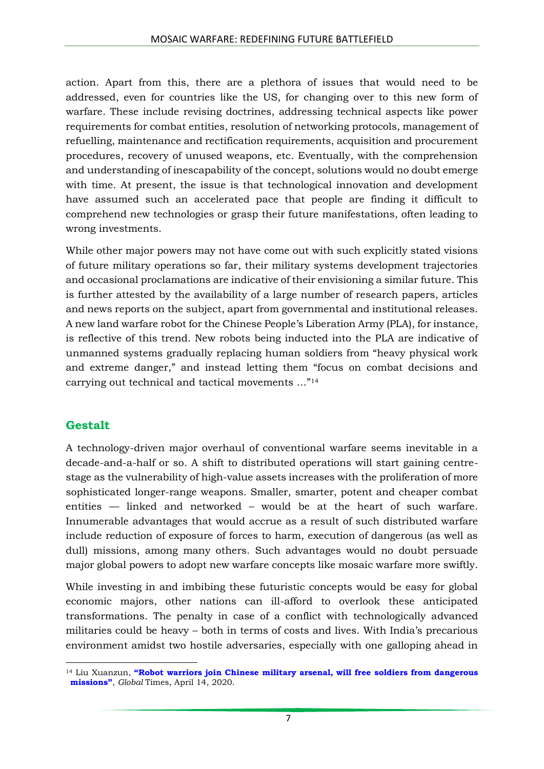action. Apart from this, there are a plethora of issues that would need to be addressed, even for countries like the US, for changing over to this new form of warfare. These include revising doctrines, addressing technical aspects like power requirements for combat entities, resolution of networking protocols, management of refuelling, maintenance and rectification requirements, acquisition and procurement procedures, recovery of unused weapons, etc. Eventually, with the comprehension and understanding of inescapability of the concept, solutions would no doubt emerge with time. At present, the issue is that technological innovation and development have assumed such an accelerated pace that people are finding it difficult to comprehend new technologies or grasp their future manifestations, often leading to wrong investments.

While other major powers may not have come out with such explicitly stated visions of future military operations so far, their military systems development trajectories and occasional proclamations are indicative of their envisioning a similar future. This is further attested by the availability of a large number of research papers, articles and news reports on the subject, apart from governmental and institutional releases. A new land warfare robot for the Chinese People's Liberation Army (PLA), for instance, is reflective of this trend. New robots being inducted into the PLA are indicative of unmanned systems gradually replacing human soldiers from "heavy physical work and extreme danger," and instead letting them "focus on combat decisions and carrying out technical and tactical movements …"[14]

## Gestalt

A technology-driven major overhaul of conventional warfare seems inevitable in a decade-and-a-half or so. A shift to distributed operations will start gaining centre-stage as the vulnerability of high-value assets increases with the proliferation of more sophisticated longer-range weapons. Smaller, smarter, potent and cheaper combat entities — linked and networked – would be at the heart of such warfare. Innumerable advantages that would accrue as a result of such distributed warfare include reduction of exposure of forces to harm, execution of dangerous (as well as dull) missions, among many others. Such advantages would no doubt persuade major global powers to adopt new warfare concepts like mosaic warfare more swiftly.

While investing in and imbibing these futuristic concepts would be easy for global economic majors, other nations can ill-afford to overlook these anticipated transformations. The penalty in case of a conflict with technologically advanced militaries could be heavy – both in terms of costs and lives. With India's precarious environment amidst two hostile adversaries, especially with one galloping ahead in

---

[14] Liu Xuanzun, **"Robot warriors join Chinese military arsenal, will free soldiers from dangerous missions"**, *Global* Times, April 14, 2020.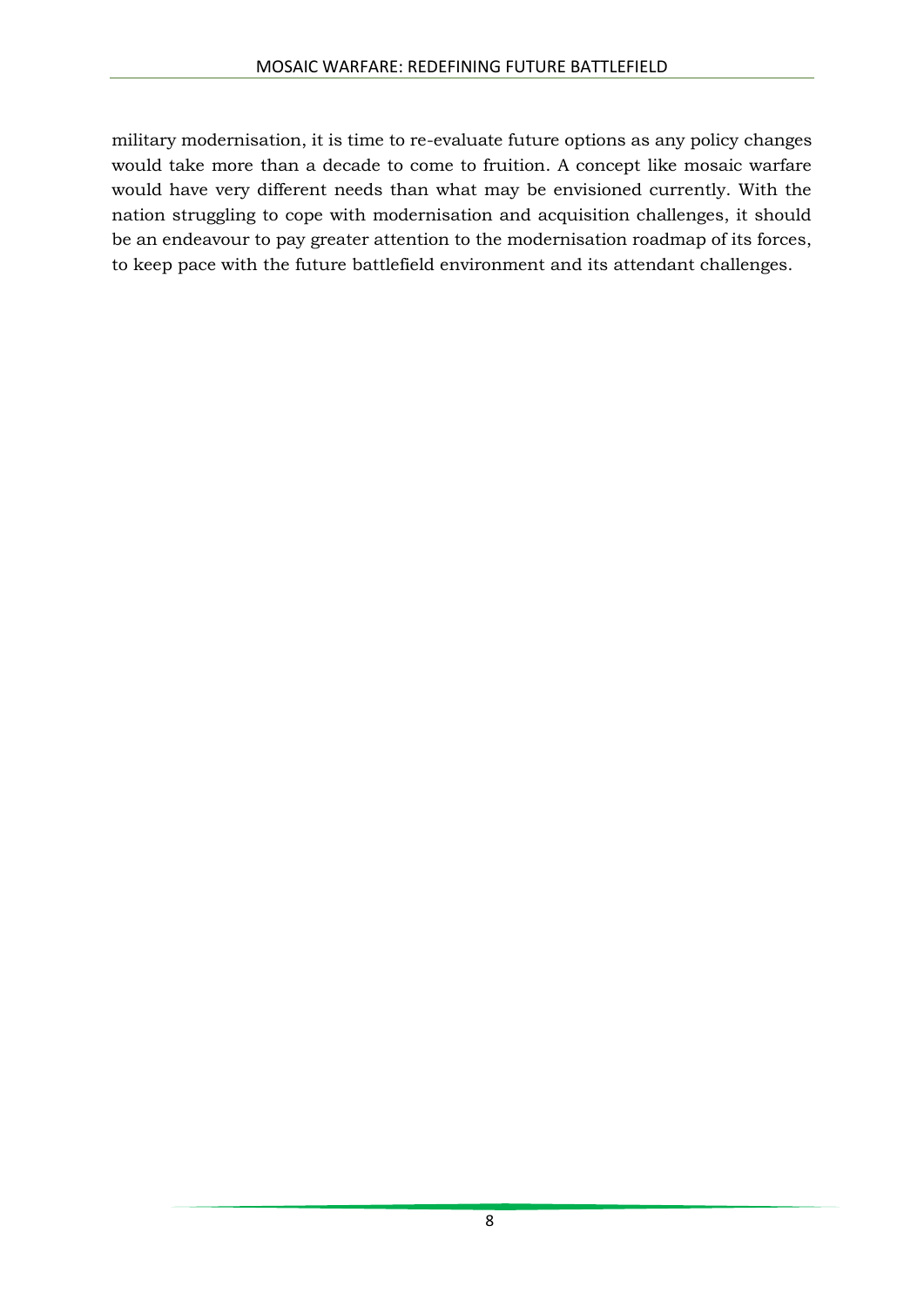military modernisation, it is time to re-evaluate future options as any policy changes would take more than a decade to come to fruition. A concept like mosaic warfare would have very different needs than what may be envisioned currently. With the nation struggling to cope with modernisation and acquisition challenges, it should be an endeavour to pay greater attention to the modernisation roadmap of its forces, to keep pace with the future battlefield environment and its attendant challenges.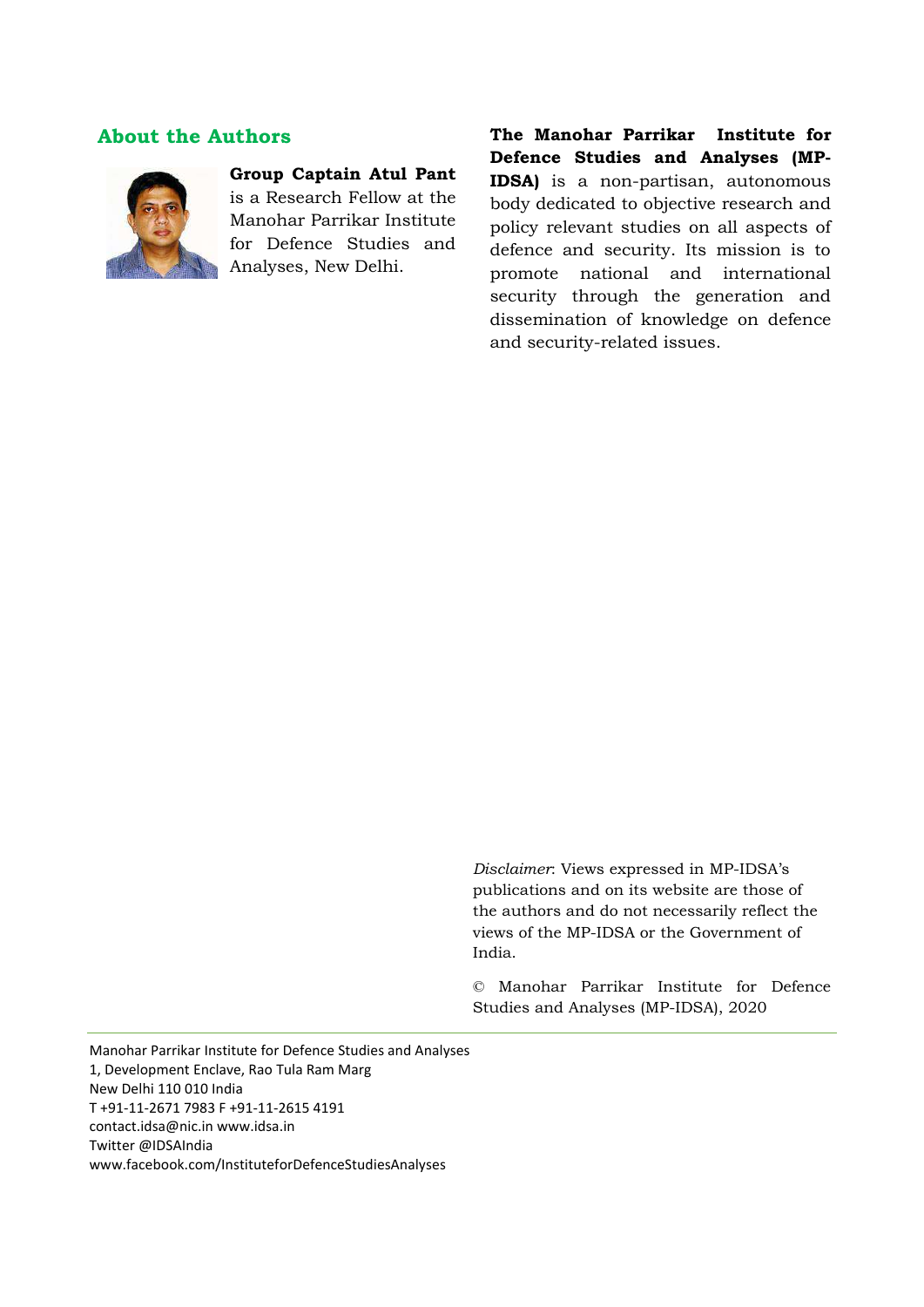## About the Authors

**Group Captain Atul Pant** is a Research Fellow at the Manohar Parrikar Institute for Defence Studies and Analyses, New Delhi.

**The Manohar Parrikar Institute for Defence Studies and Analyses (MP-IDSA)** is a non-partisan, autonomous body dedicated to objective research and policy relevant studies on all aspects of defence and security. Its mission is to promote national and international security through the generation and dissemination of knowledge on defence and security-related issues.

*Disclaimer*: Views expressed in MP-IDSA's publications and on its website are those of the authors and do not necessarily reflect the views of the MP-IDSA or the Government of India.

© Manohar Parrikar Institute for Defence Studies and Analyses (MP-IDSA), 2020

Manohar Parrikar Institute for Defence Studies and Analyses
1, Development Enclave, Rao Tula Ram Marg
New Delhi 110 010 India
T +91-11-2671 7983 F +91-11-2615 4191
contact.idsa@nic.in www.idsa.in
Twitter @IDSAIndia
www.facebook.com/InstituteforDefenceStudiesAnalyses